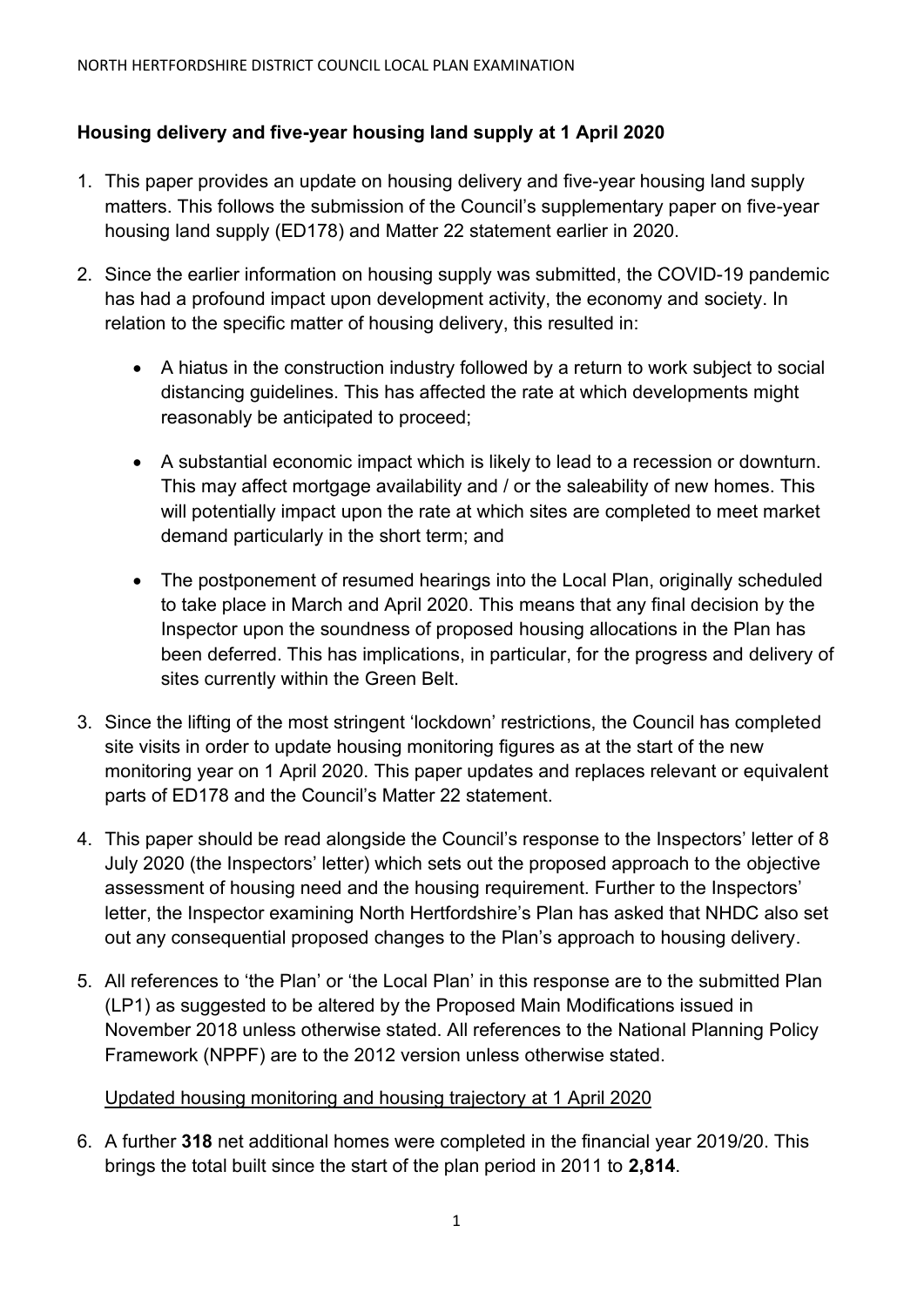## Housing delivery and five-year housing land supply at 1 April 2020

1. This paper provides an update on housing delivery and five-year housing land supply matters. This follows the submission of the Council's supplementary paper on five-year housing land supply (ED178) and Matter 22 statement earlier in 2020.

2. Since the earlier information on housing supply was submitted, the COVID-19 pandemic has had a profound impact upon development activity, the economy and society. In relation to the specific matter of housing delivery, this resulted in:

   - A hiatus in the construction industry followed by a return to work subject to social distancing guidelines. This has affected the rate at which developments might reasonably be anticipated to proceed;

   - A substantial economic impact which is likely to lead to a recession or downturn. This may affect mortgage availability and / or the saleability of new homes. This will potentially impact upon the rate at which sites are completed to meet market demand particularly in the short term; and

   - The postponement of resumed hearings into the Local Plan, originally scheduled to take place in March and April 2020. This means that any final decision by the Inspector upon the soundness of proposed housing allocations in the Plan has been deferred. This has implications, in particular, for the progress and delivery of sites currently within the Green Belt.

3. Since the lifting of the most stringent 'lockdown' restrictions, the Council has completed site visits in order to update housing monitoring figures as at the start of the new monitoring year on 1 April 2020. This paper updates and replaces relevant or equivalent parts of ED178 and the Council's Matter 22 statement.

4. This paper should be read alongside the Council's response to the Inspectors' letter of 8 July 2020 (the Inspectors' letter) which sets out the proposed approach to the objective assessment of housing need and the housing requirement. Further to the Inspectors' letter, the Inspector examining North Hertfordshire's Plan has asked that NHDC also set out any consequential proposed changes to the Plan's approach to housing delivery.

5. All references to 'the Plan' or 'the Local Plan' in this response are to the submitted Plan (LP1) as suggested to be altered by the Proposed Main Modifications issued in November 2018 unless otherwise stated. All references to the National Planning Policy Framework (NPPF) are to the 2012 version unless otherwise stated.

<u>Updated housing monitoring and housing trajectory at 1 April 2020</u>

6. A further **318** net additional homes were completed in the financial year 2019/20. This brings the total built since the start of the plan period in 2011 to **2,814**.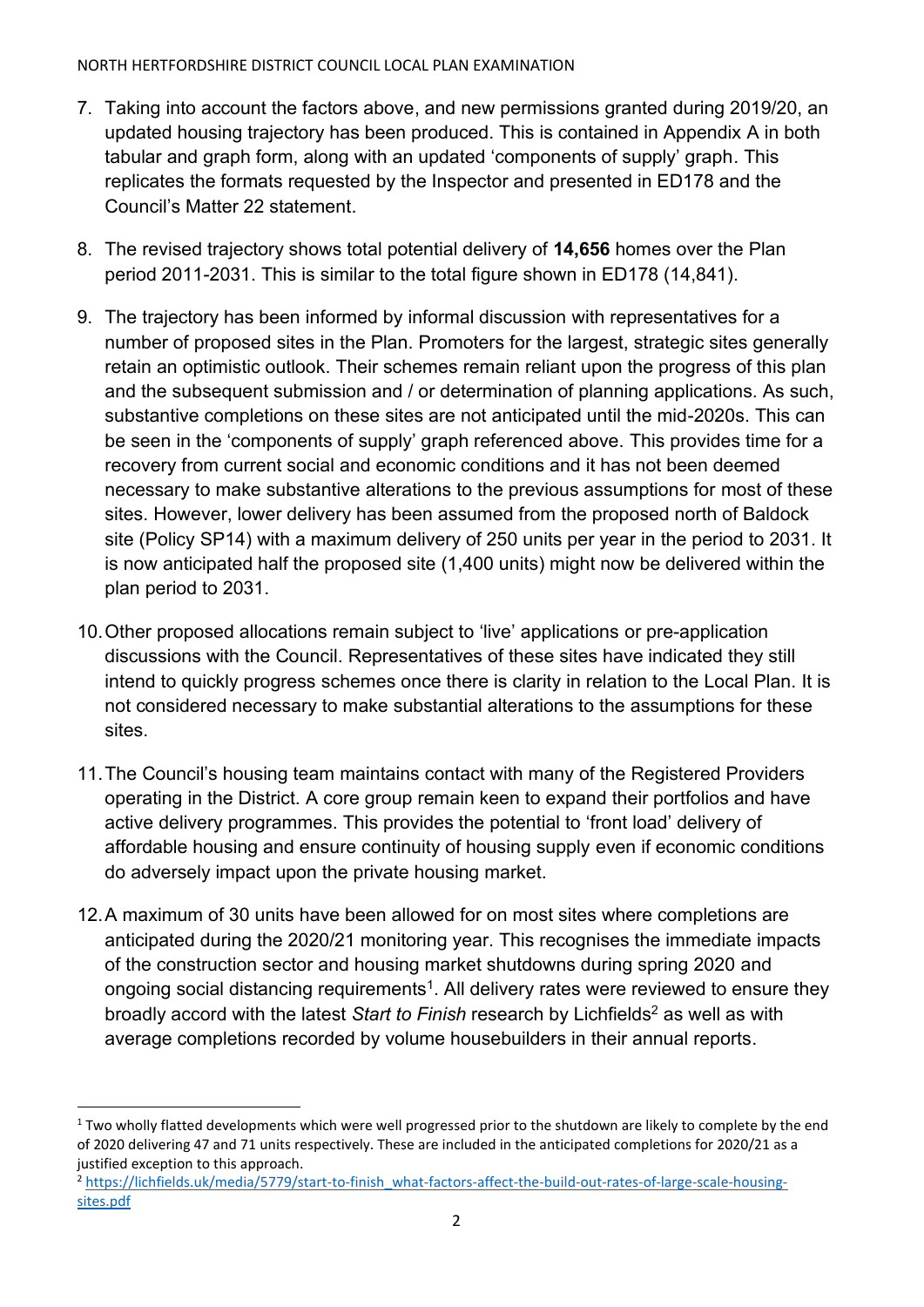7. Taking into account the factors above, and new permissions granted during 2019/20, an updated housing trajectory has been produced. This is contained in Appendix A in both tabular and graph form, along with an updated 'components of supply' graph. This replicates the formats requested by the Inspector and presented in ED178 and the Council's Matter 22 statement.

8. The revised trajectory shows total potential delivery of **14,656** homes over the Plan period 2011-2031. This is similar to the total figure shown in ED178 (14,841).

9. The trajectory has been informed by informal discussion with representatives for a number of proposed sites in the Plan. Promoters for the largest, strategic sites generally retain an optimistic outlook. Their schemes remain reliant upon the progress of this plan and the subsequent submission and / or determination of planning applications. As such, substantive completions on these sites are not anticipated until the mid-2020s. This can be seen in the 'components of supply' graph referenced above. This provides time for a recovery from current social and economic conditions and it has not been deemed necessary to make substantive alterations to the previous assumptions for most of these sites. However, lower delivery has been assumed from the proposed north of Baldock site (Policy SP14) with a maximum delivery of 250 units per year in the period to 2031. It is now anticipated half the proposed site (1,400 units) might now be delivered within the plan period to 2031.

10. Other proposed allocations remain subject to 'live' applications or pre-application discussions with the Council. Representatives of these sites have indicated they still intend to quickly progress schemes once there is clarity in relation to the Local Plan. It is not considered necessary to make substantial alterations to the assumptions for these sites.

11. The Council's housing team maintains contact with many of the Registered Providers operating in the District. A core group remain keen to expand their portfolios and have active delivery programmes. This provides the potential to 'front load' delivery of affordable housing and ensure continuity of housing supply even if economic conditions do adversely impact upon the private housing market.

12. A maximum of 30 units have been allowed for on most sites where completions are anticipated during the 2020/21 monitoring year. This recognises the immediate impacts of the construction sector and housing market shutdowns during spring 2020 and ongoing social distancing requirements[1]. All delivery rates were reviewed to ensure they broadly accord with the latest *Start to Finish* research by Lichfields[2] as well as with average completions recorded by volume housebuilders in their annual reports.

---

[1] Two wholly flatted developments which were well progressed prior to the shutdown are likely to complete by the end of 2020 delivering 47 and 71 units respectively. These are included in the anticipated completions for 2020/21 as a justified exception to this approach.

[2] https://lichfields.uk/media/5779/start-to-finish_what-factors-affect-the-build-out-rates-of-large-scale-housing-sites.pdf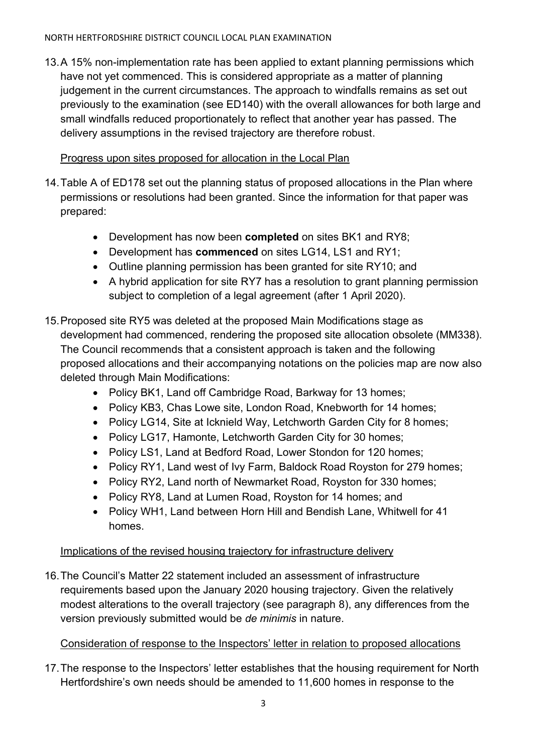13. A 15% non-implementation rate has been applied to extant planning permissions which have not yet commenced. This is considered appropriate as a matter of planning judgement in the current circumstances. The approach to windfalls remains as set out previously to the examination (see ED140) with the overall allowances for both large and small windfalls reduced proportionately to reflect that another year has passed. The delivery assumptions in the revised trajectory are therefore robust.

<u>Progress upon sites proposed for allocation in the Local Plan</u>

14. Table A of ED178 set out the planning status of proposed allocations in the Plan where permissions or resolutions had been granted. Since the information for that paper was prepared:

    - Development has now been **completed** on sites BK1 and RY8;
    - Development has **commenced** on sites LG14, LS1 and RY1;
    - Outline planning permission has been granted for site RY10; and
    - A hybrid application for site RY7 has a resolution to grant planning permission subject to completion of a legal agreement (after 1 April 2020).

15. Proposed site RY5 was deleted at the proposed Main Modifications stage as development had commenced, rendering the proposed site allocation obsolete (MM338). The Council recommends that a consistent approach is taken and the following proposed allocations and their accompanying notations on the policies map are now also deleted through Main Modifications:
    - Policy BK1, Land off Cambridge Road, Barkway for 13 homes;
    - Policy KB3, Chas Lowe site, London Road, Knebworth for 14 homes;
    - Policy LG14, Site at Icknield Way, Letchworth Garden City for 8 homes;
    - Policy LG17, Hamonte, Letchworth Garden City for 30 homes;
    - Policy LS1, Land at Bedford Road, Lower Stondon for 120 homes;
    - Policy RY1, Land west of Ivy Farm, Baldock Road Royston for 279 homes;
    - Policy RY2, Land north of Newmarket Road, Royston for 330 homes;
    - Policy RY8, Land at Lumen Road, Royston for 14 homes; and
    - Policy WH1, Land between Horn Hill and Bendish Lane, Whitwell for 41 homes.

<u>Implications of the revised housing trajectory for infrastructure delivery</u>

16. The Council's Matter 22 statement included an assessment of infrastructure requirements based upon the January 2020 housing trajectory. Given the relatively modest alterations to the overall trajectory (see paragraph 8), any differences from the version previously submitted would be *de minimis* in nature.

<u>Consideration of response to the Inspectors' letter in relation to proposed allocations</u>

17. The response to the Inspectors' letter establishes that the housing requirement for North Hertfordshire's own needs should be amended to 11,600 homes in response to the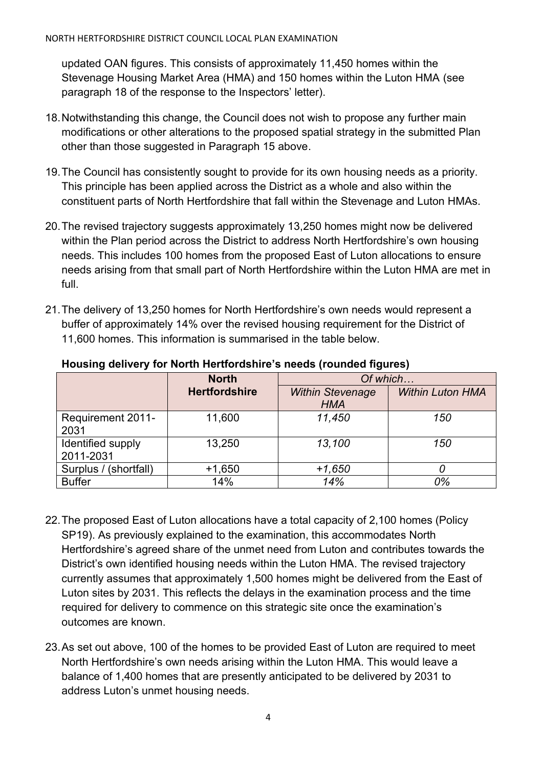updated OAN figures. This consists of approximately 11,450 homes within the Stevenage Housing Market Area (HMA) and 150 homes within the Luton HMA (see paragraph 18 of the response to the Inspectors' letter).

18. Notwithstanding this change, the Council does not wish to propose any further main modifications or other alterations to the proposed spatial strategy in the submitted Plan other than those suggested in Paragraph 15 above.

19. The Council has consistently sought to provide for its own housing needs as a priority. This principle has been applied across the District as a whole and also within the constituent parts of North Hertfordshire that fall within the Stevenage and Luton HMAs.

20. The revised trajectory suggests approximately 13,250 homes might now be delivered within the Plan period across the District to address North Hertfordshire's own housing needs. This includes 100 homes from the proposed East of Luton allocations to ensure needs arising from that small part of North Hertfordshire within the Luton HMA are met in full.

21. The delivery of 13,250 homes for North Hertfordshire's own needs would represent a buffer of approximately 14% over the revised housing requirement for the District of 11,600 homes. This information is summarised in the table below.

**Housing delivery for North Hertfordshire's needs (rounded figures)**

| | **North Hertfordshire** | *Of which…* | |
|---|---|---|---|
| | | *Within Stevenage HMA* | *Within Luton HMA* |
| Requirement 2011-2031 | 11,600 | *11,450* | *150* |
| Identified supply 2011-2031 | 13,250 | *13,100* | *150* |
| Surplus / (shortfall) | +1,650 | *+1,650* | *0* |
| Buffer | 14% | *14%* | *0%* |

22. The proposed East of Luton allocations have a total capacity of 2,100 homes (Policy SP19). As previously explained to the examination, this accommodates North Hertfordshire's agreed share of the unmet need from Luton and contributes towards the District's own identified housing needs within the Luton HMA. The revised trajectory currently assumes that approximately 1,500 homes might be delivered from the East of Luton sites by 2031. This reflects the delays in the examination process and the time required for delivery to commence on this strategic site once the examination's outcomes are known.

23. As set out above, 100 of the homes to be provided East of Luton are required to meet North Hertfordshire's own needs arising within the Luton HMA. This would leave a balance of 1,400 homes that are presently anticipated to be delivered by 2031 to address Luton's unmet housing needs.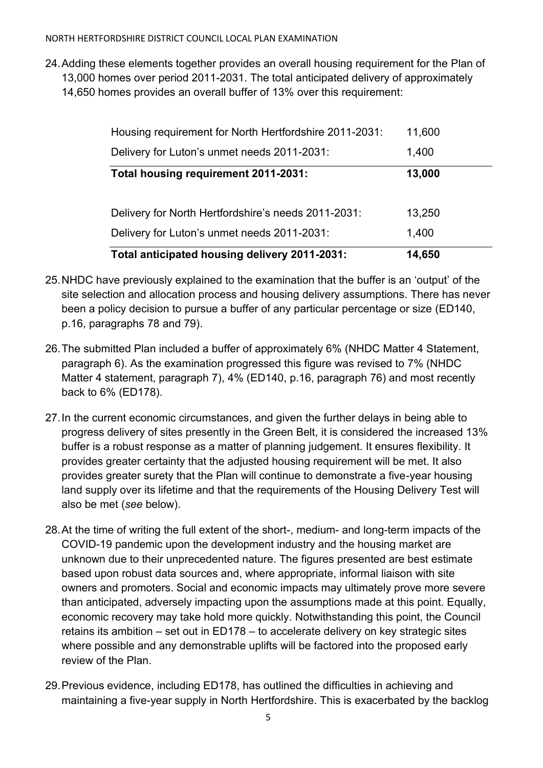24. Adding these elements together provides an overall housing requirement for the Plan of 13,000 homes over period 2011-2031. The total anticipated delivery of approximately 14,650 homes provides an overall buffer of 13% over this requirement:

| | |
|---|---|
| Housing requirement for North Hertfordshire 2011-2031: | 11,600 |
| Delivery for Luton's unmet needs 2011-2031: | 1,400 |
| **Total housing requirement 2011-2031:** | **13,000** |
| | |
| Delivery for North Hertfordshire's needs 2011-2031: | 13,250 |
| Delivery for Luton's unmet needs 2011-2031: | 1,400 |
| **Total anticipated housing delivery 2011-2031:** | **14,650** |

25. NHDC have previously explained to the examination that the buffer is an 'output' of the site selection and allocation process and housing delivery assumptions. There has never been a policy decision to pursue a buffer of any particular percentage or size (ED140, p.16, paragraphs 78 and 79).

26. The submitted Plan included a buffer of approximately 6% (NHDC Matter 4 Statement, paragraph 6). As the examination progressed this figure was revised to 7% (NHDC Matter 4 statement, paragraph 7), 4% (ED140, p.16, paragraph 76) and most recently back to 6% (ED178).

27. In the current economic circumstances, and given the further delays in being able to progress delivery of sites presently in the Green Belt, it is considered the increased 13% buffer is a robust response as a matter of planning judgement. It ensures flexibility. It provides greater certainty that the adjusted housing requirement will be met. It also provides greater surety that the Plan will continue to demonstrate a five-year housing land supply over its lifetime and that the requirements of the Housing Delivery Test will also be met (*see* below).

28. At the time of writing the full extent of the short-, medium- and long-term impacts of the COVID-19 pandemic upon the development industry and the housing market are unknown due to their unprecedented nature. The figures presented are best estimate based upon robust data sources and, where appropriate, informal liaison with site owners and promoters. Social and economic impacts may ultimately prove more severe than anticipated, adversely impacting upon the assumptions made at this point. Equally, economic recovery may take hold more quickly. Notwithstanding this point, the Council retains its ambition – set out in ED178 – to accelerate delivery on key strategic sites where possible and any demonstrable uplifts will be factored into the proposed early review of the Plan.

29. Previous evidence, including ED178, has outlined the difficulties in achieving and maintaining a five-year supply in North Hertfordshire. This is exacerbated by the backlog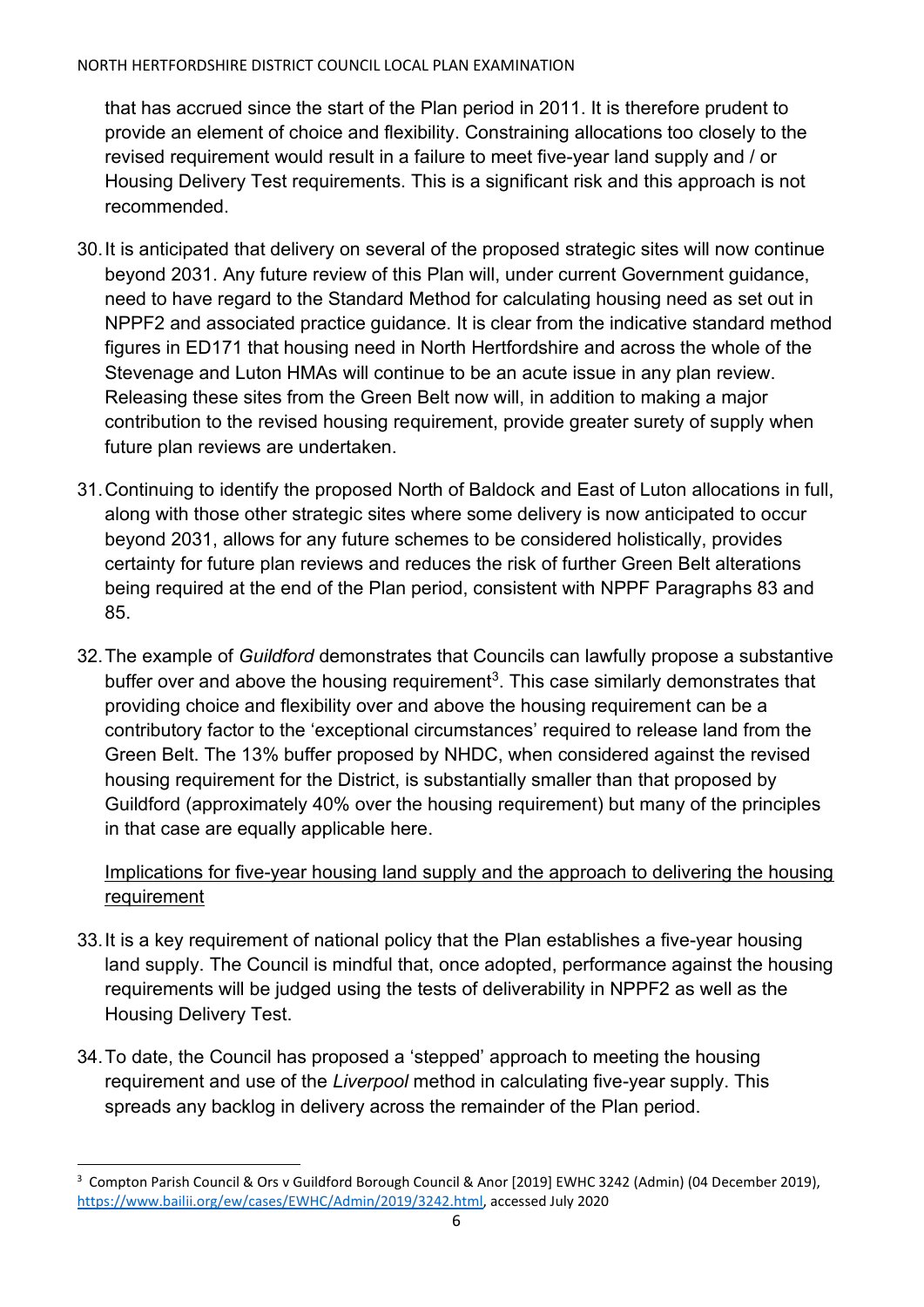that has accrued since the start of the Plan period in 2011. It is therefore prudent to provide an element of choice and flexibility. Constraining allocations too closely to the revised requirement would result in a failure to meet five-year land supply and / or Housing Delivery Test requirements. This is a significant risk and this approach is not recommended.

30. It is anticipated that delivery on several of the proposed strategic sites will now continue beyond 2031. Any future review of this Plan will, under current Government guidance, need to have regard to the Standard Method for calculating housing need as set out in NPPF2 and associated practice guidance. It is clear from the indicative standard method figures in ED171 that housing need in North Hertfordshire and across the whole of the Stevenage and Luton HMAs will continue to be an acute issue in any plan review. Releasing these sites from the Green Belt now will, in addition to making a major contribution to the revised housing requirement, provide greater surety of supply when future plan reviews are undertaken.

31. Continuing to identify the proposed North of Baldock and East of Luton allocations in full, along with those other strategic sites where some delivery is now anticipated to occur beyond 2031, allows for any future schemes to be considered holistically, provides certainty for future plan reviews and reduces the risk of further Green Belt alterations being required at the end of the Plan period, consistent with NPPF Paragraphs 83 and 85.

32. The example of *Guildford* demonstrates that Councils can lawfully propose a substantive buffer over and above the housing requirement[3]. This case similarly demonstrates that providing choice and flexibility over and above the housing requirement can be a contributory factor to the 'exceptional circumstances' required to release land from the Green Belt. The 13% buffer proposed by NHDC, when considered against the revised housing requirement for the District, is substantially smaller than that proposed by Guildford (approximately 40% over the housing requirement) but many of the principles in that case are equally applicable here.

<u>Implications for five-year housing land supply and the approach to delivering the housing requirement</u>

33. It is a key requirement of national policy that the Plan establishes a five-year housing land supply. The Council is mindful that, once adopted, performance against the housing requirements will be judged using the tests of deliverability in NPPF2 as well as the Housing Delivery Test.

34. To date, the Council has proposed a 'stepped' approach to meeting the housing requirement and use of the *Liverpool* method in calculating five-year supply. This spreads any backlog in delivery across the remainder of the Plan period.

[3] Compton Parish Council & Ors v Guildford Borough Council & Anor [2019] EWHC 3242 (Admin) (04 December 2019), https://www.bailii.org/ew/cases/EWHC/Admin/2019/3242.html, accessed July 2020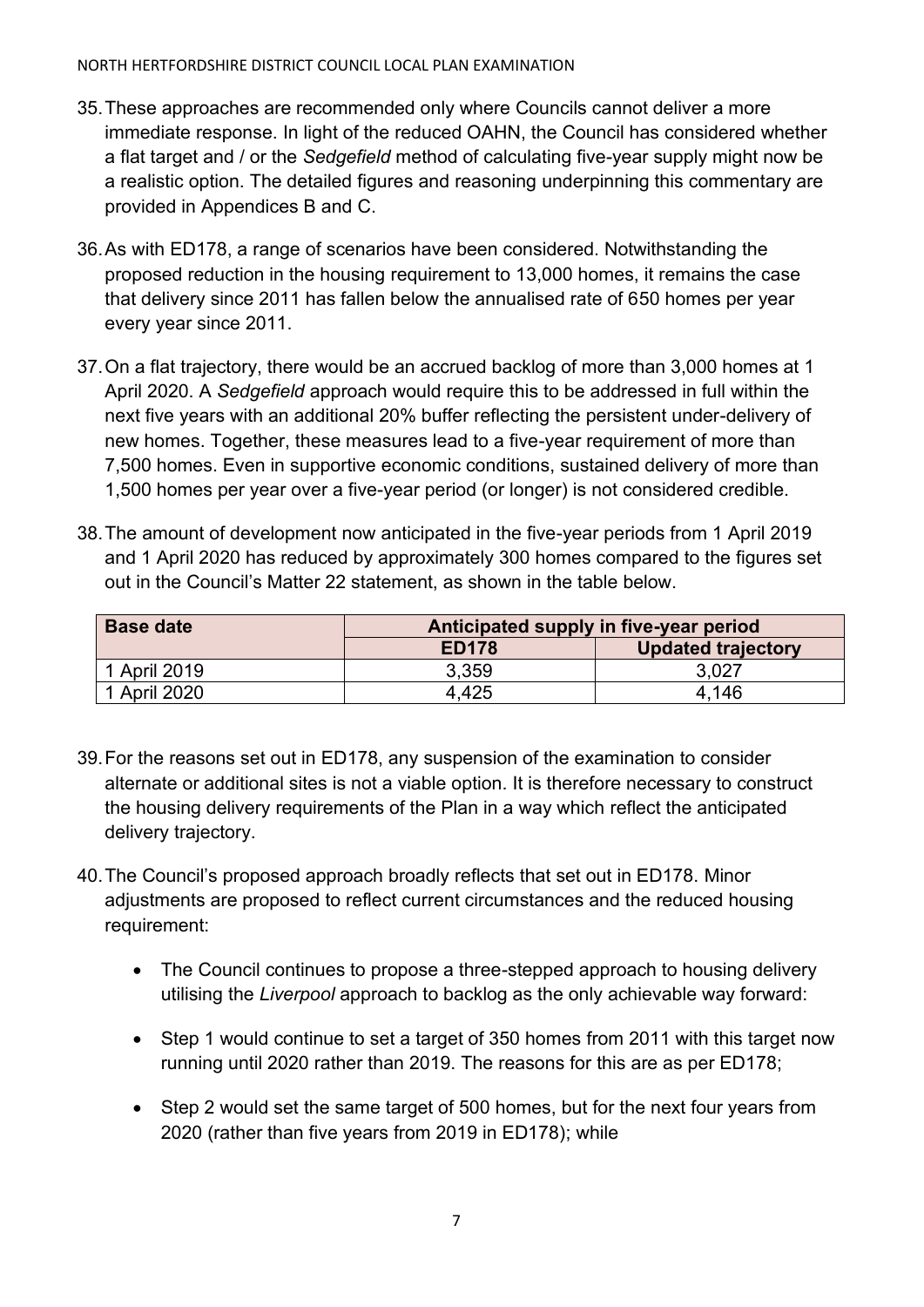35. These approaches are recommended only where Councils cannot deliver a more immediate response. In light of the reduced OAHN, the Council has considered whether a flat target and / or the *Sedgefield* method of calculating five-year supply might now be a realistic option. The detailed figures and reasoning underpinning this commentary are provided in Appendices B and C.

36. As with ED178, a range of scenarios have been considered. Notwithstanding the proposed reduction in the housing requirement to 13,000 homes, it remains the case that delivery since 2011 has fallen below the annualised rate of 650 homes per year every year since 2011.

37. On a flat trajectory, there would be an accrued backlog of more than 3,000 homes at 1 April 2020. A *Sedgefield* approach would require this to be addressed in full within the next five years with an additional 20% buffer reflecting the persistent under-delivery of new homes. Together, these measures lead to a five-year requirement of more than 7,500 homes. Even in supportive economic conditions, sustained delivery of more than 1,500 homes per year over a five-year period (or longer) is not considered credible.

38. The amount of development now anticipated in the five-year periods from 1 April 2019 and 1 April 2020 has reduced by approximately 300 homes compared to the figures set out in the Council's Matter 22 statement, as shown in the table below.

| Base date | Anticipated supply in five-year period | |
|---|---|---|
| | ED178 | Updated trajectory |
| 1 April 2019 | 3,359 | 3,027 |
| 1 April 2020 | 4,425 | 4,146 |

39. For the reasons set out in ED178, any suspension of the examination to consider alternate or additional sites is not a viable option. It is therefore necessary to construct the housing delivery requirements of the Plan in a way which reflect the anticipated delivery trajectory.

40. The Council's proposed approach broadly reflects that set out in ED178. Minor adjustments are proposed to reflect current circumstances and the reduced housing requirement:

    - The Council continues to propose a three-stepped approach to housing delivery utilising the *Liverpool* approach to backlog as the only achievable way forward:
    - Step 1 would continue to set a target of 350 homes from 2011 with this target now running until 2020 rather than 2019. The reasons for this are as per ED178;
    - Step 2 would set the same target of 500 homes, but for the next four years from 2020 (rather than five years from 2019 in ED178); while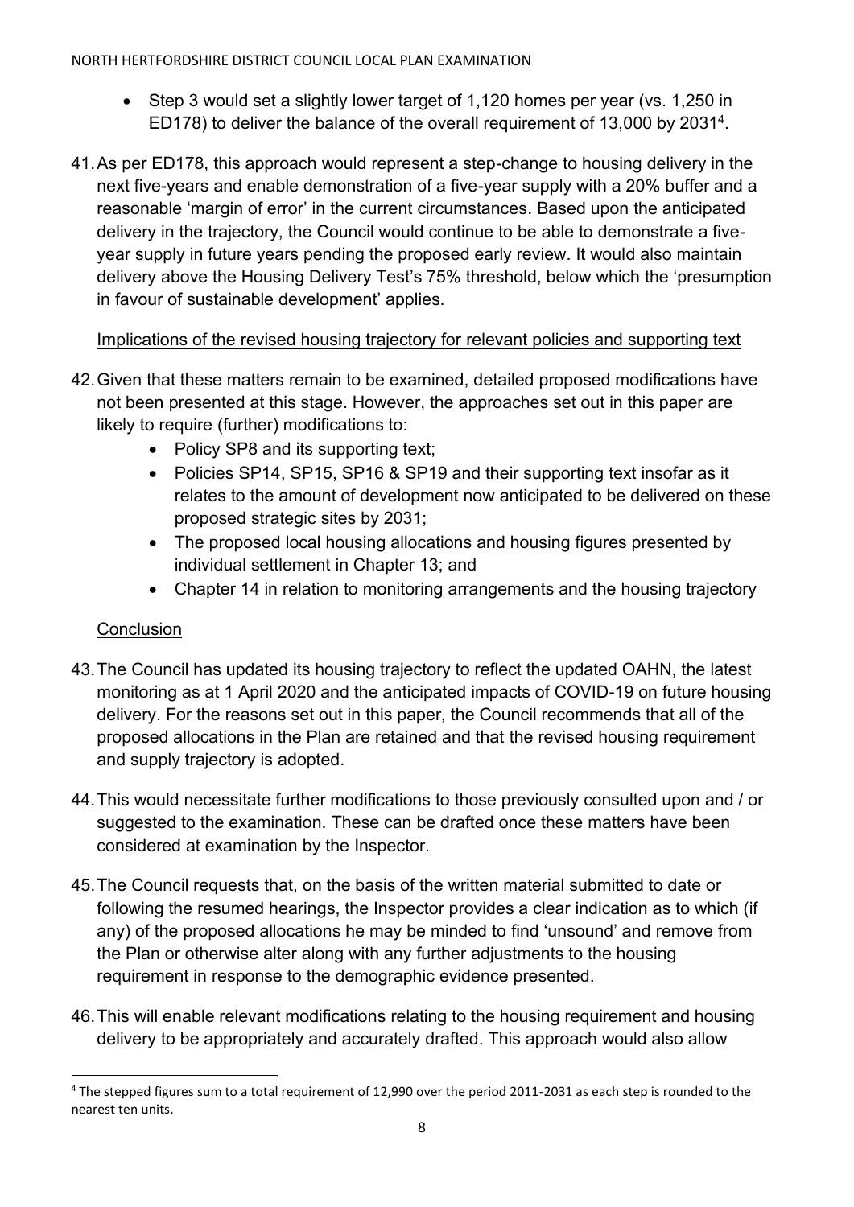- Step 3 would set a slightly lower target of 1,120 homes per year (vs. 1,250 in ED178) to deliver the balance of the overall requirement of 13,000 by 2031[4].

41. As per ED178, this approach would represent a step-change to housing delivery in the next five-years and enable demonstration of a five-year supply with a 20% buffer and a reasonable 'margin of error' in the current circumstances. Based upon the anticipated delivery in the trajectory, the Council would continue to be able to demonstrate a five-year supply in future years pending the proposed early review. It would also maintain delivery above the Housing Delivery Test's 75% threshold, below which the 'presumption in favour of sustainable development' applies.

Implications of the revised housing trajectory for relevant policies and supporting text

42. Given that these matters remain to be examined, detailed proposed modifications have not been presented at this stage. However, the approaches set out in this paper are likely to require (further) modifications to:
    - Policy SP8 and its supporting text;
    - Policies SP14, SP15, SP16 & SP19 and their supporting text insofar as it relates to the amount of development now anticipated to be delivered on these proposed strategic sites by 2031;
    - The proposed local housing allocations and housing figures presented by individual settlement in Chapter 13; and
    - Chapter 14 in relation to monitoring arrangements and the housing trajectory

Conclusion

43. The Council has updated its housing trajectory to reflect the updated OAHN, the latest monitoring as at 1 April 2020 and the anticipated impacts of COVID-19 on future housing delivery. For the reasons set out in this paper, the Council recommends that all of the proposed allocations in the Plan are retained and that the revised housing requirement and supply trajectory is adopted.

44. This would necessitate further modifications to those previously consulted upon and / or suggested to the examination. These can be drafted once these matters have been considered at examination by the Inspector.

45. The Council requests that, on the basis of the written material submitted to date or following the resumed hearings, the Inspector provides a clear indication as to which (if any) of the proposed allocations he may be minded to find 'unsound' and remove from the Plan or otherwise alter along with any further adjustments to the housing requirement in response to the demographic evidence presented.

46. This will enable relevant modifications relating to the housing requirement and housing delivery to be appropriately and accurately drafted. This approach would also allow

[4] The stepped figures sum to a total requirement of 12,990 over the period 2011-2031 as each step is rounded to the nearest ten units.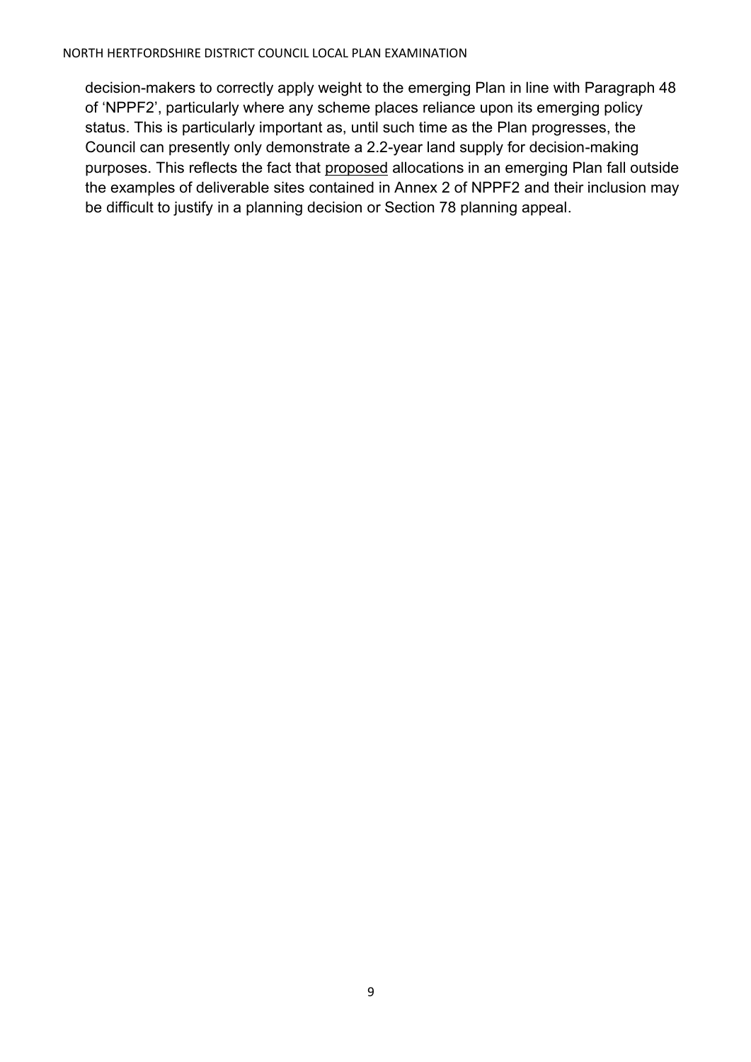decision-makers to correctly apply weight to the emerging Plan in line with Paragraph 48 of 'NPPF2', particularly where any scheme places reliance upon its emerging policy status. This is particularly important as, until such time as the Plan progresses, the Council can presently only demonstrate a 2.2-year land supply for decision-making purposes. This reflects the fact that <u>proposed</u> allocations in an emerging Plan fall outside the examples of deliverable sites contained in Annex 2 of NPPF2 and their inclusion may be difficult to justify in a planning decision or Section 78 planning appeal.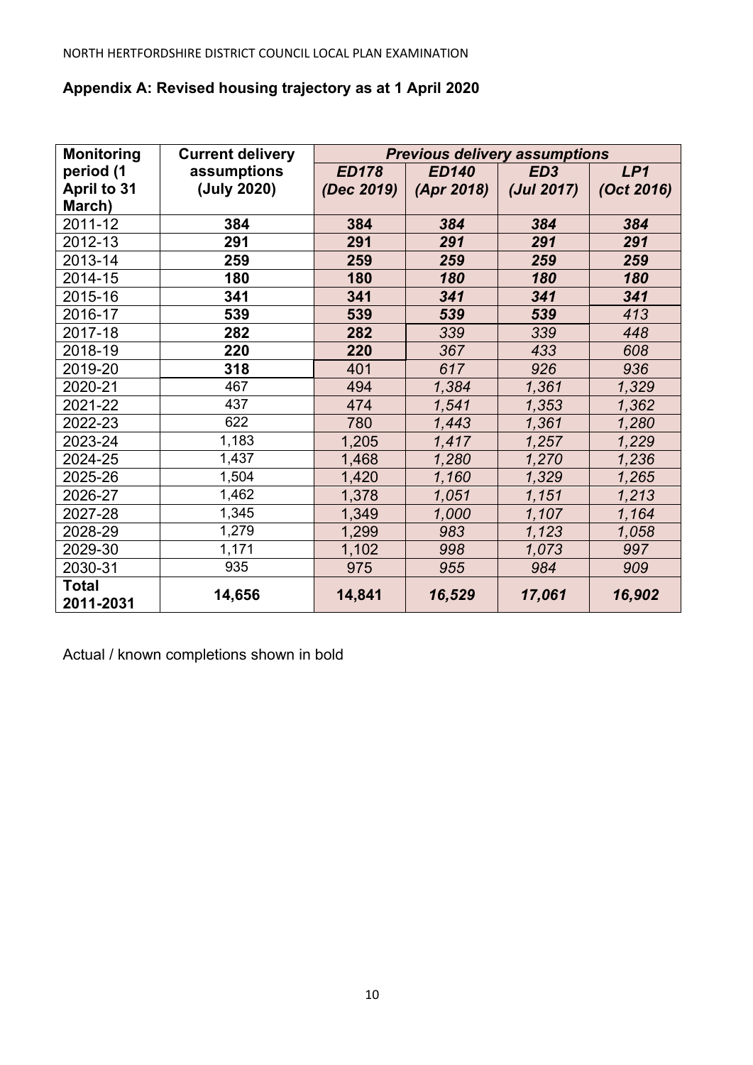Appendix A: Revised housing trajectory as at 1 April 2020

**Appendix A: Revised housing trajectory as at 1 April 2020**

| Monitoring period (1 April to 31 March) | Current delivery assumptions (July 2020) | ***Previous delivery assumptions*** | | | |
|---|---|---|---|---|---|
| | | ***ED178 (Dec 2019)*** | ***ED140 (Apr 2018)*** | ***ED3 (Jul 2017)*** | ***LP1 (Oct 2016)*** |
| 2011-12 | **384** | **384** | ***384*** | ***384*** | ***384*** |
| 2012-13 | **291** | **291** | ***291*** | ***291*** | ***291*** |
| 2013-14 | **259** | **259** | ***259*** | ***259*** | ***259*** |
| 2014-15 | **180** | **180** | ***180*** | ***180*** | ***180*** |
| 2015-16 | **341** | **341** | ***341*** | ***341*** | ***341*** |
| 2016-17 | **539** | **539** | ***539*** | ***539*** | *413* |
| 2017-18 | **282** | **282** | *339* | *339* | *448* |
| 2018-19 | **220** | **220** | *367* | *433* | *608* |
| 2019-20 | **318** | 401 | *617* | *926* | *936* |
| 2020-21 | 467 | 494 | *1,384* | *1,361* | *1,329* |
| 2021-22 | 437 | 474 | *1,541* | *1,353* | *1,362* |
| 2022-23 | 622 | 780 | *1,443* | *1,361* | *1,280* |
| 2023-24 | 1,183 | 1,205 | *1,417* | *1,257* | *1,229* |
| 2024-25 | 1,437 | 1,468 | *1,280* | *1,270* | *1,236* |
| 2025-26 | 1,504 | 1,420 | *1,160* | *1,329* | *1,265* |
| 2026-27 | 1,462 | 1,378 | *1,051* | *1,151* | *1,213* |
| 2027-28 | 1,345 | 1,349 | *1,000* | *1,107* | *1,164* |
| 2028-29 | 1,279 | 1,299 | *983* | *1,123* | *1,058* |
| 2029-30 | 1,171 | 1,102 | *998* | *1,073* | *997* |
| 2030-31 | 935 | 975 | *955* | *984* | *909* |
| **Total 2011-2031** | **14,656** | **14,841** | ***16,529*** | ***17,061*** | ***16,902*** |

Actual / known completions shown in bold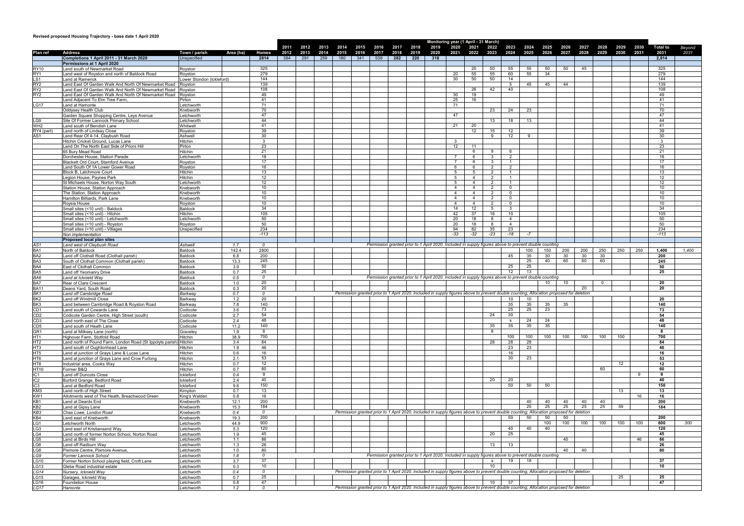**Revised proposed Housing Trajectory - base date 1 April 2020**

| | | | | | Monitoring year (1 April - 31 March) | | | | | | | | | | | | | | | | | | | | | |
|---|---|---|---|---|---|---|---|---|---|---|---|---|---|---|---|---|---|---|---|---|---|---|---|---|---|---|
| **Plan ref** | **Address** | **Town / parish** | **Area (ha)** | **Homes** | **2011 2012** | **2012 2013** | **2013 2014** | **2014 2015** | **2015 2016** | **2016 2017** | **2017 2018** | **2018 2019** | **2019 2020** | **2020 2021** | **2021 2022** | **2022 2023** | **2023 2024** | **2024 2025** | **2025 2026** | **2026 2027** | **2027 2028** | **2028 2029** | **2029 2030** | **2030 2031** | **Total to 2031** | *Beyond 2031* |
| | **Completions 1 April 2011 - 31 March 2020** | Unspecified | | 2814 | 384 | 291 | 259 | 180 | 341 | 539 | 282 | 220 | 318 | | | | | | | | | | | | 2,814 | |
| | **Permissions at 1 April 2020** | | | | | | | | | | | | | | | | | | | | | | | | | |
| RY10 | Land south of Newmarket Road | Royston | | 325 | | | | | | | | | | | 20 | 50 | 55 | 55 | 50 | 50 | 45 | | | | 325 | |
| RY1 | Land west of Royston and north of Baldock Road | Royston | | 279 | | | | | | | | | | 20 | 55 | 55 | 60 | 55 | 34 | | | | | | 279 | |
| LS1 | Land at Ramerick | Lower Stondon (Ickleford) | | 144 | | | | | | | | | | 30 | 50 | 50 | 14 | | | | | | | | 144 | |
| RY2 | Land East Of Garden Walk And North Of Newmarket Road | Royston | | 139 | | | | | | | | | | | | | 5 | 45 | 45 | 44 | | | | | 139 | |
| RY2 | Land East Of Garden Walk And North Of Newmarket Road | Royston | | 108 | | | | | | | | | | | 26 | 42 | 40 | | | | | | | | 108 | |
| RY2 | Land East Of Garden Walk And North Of Newmarket Road | Royston | | 49 | | | | | | | | | | 30 | 19 | | | | | | | | | | 49 | |
| | Land Adjacent To Elm Tree Farm, | Pirton | | 41 | | | | | | | | | | 25 | 16 | | | | | | | | | | 41 | |
| LG17 | Land at Hamonte | Letchworth | | 71 | | | | | | | | | | 71 | | | | | | | | | | | 71 | |
| | Oddysey Health Club | Knebworth | | 70 | | | | | | | | | | | | 23 | 24 | 23 | | | | | | | 70 | |
| | Garden Square Shopping Centre, Leys Avenue | Letchworth | | 47 | | | | | | | | | | 47 | | | | | | | | | | | 47 | |
| LG9 | Site Of Former Lannock Primary School | Letchworth | | 44 | | | | | | | | | | | | 13 | 18 | 13 | | | | | | | 44 | |
| WH2 | Land south of Bendish Lane | Whitwell | | 41 | | | | | | | | | | 21 | 20 | | | | | | | | | | 41 | |
| RY4 (part) | Land north of Lindsay Close | Royston | | 39 | | | | | | | | | | | 12 | 15 | 12 | | | | | | | | 39 | |
| AS1 | Land Rear Of 4-14, Claybush Road | Ashwell | | 30 | | | | | | | | | | | | 9 | 12 | 9 | | | | | | | 30 | |
| | Hitchin Cricket Ground, Lucas Lane | Hitchin | | 3 | | | | | | | | | | 3 | | | | | | | | | | | 3 | |
| | Land On The North East Side of Priors Hill | Pirton | | 23 | | | | | | | | | | 12 | 11 | | | | | | | | | | 23 | |
| | 65 Bury Mead Road | Hitchin | | 21 | | | | | | | | | | | 6 | 9 | 6 | | | | | | | | 21 | |
| | Dorchester House, Station Parade | Letchworth | | 18 | | | | | | | | | | 7 | 6 | 3 | 2 | | | | | | | | 18 | |
| | Blackett Ord Court, Stamford Avenue | Royston | | 17 | | | | | | | | | | 7 | 6 | 3 | 1 | | | | | | | | 17 | |
| | Land South Of 1A Lower Gower Road | Royston | | 16 | | | | | | | | | | 6 | 6 | 2 | 2 | | | | | | | | 16 | |
| | Block B, Latchmore Court | Hitchin | | 13 | | | | | | | | | | 5 | 5 | 2 | 1 | | | | | | | | 13 | |
| | Legion House, Paynes Park | Hitchin | | 12 | | | | | | | | | | 5 | 4 | 2 | 1 | | | | | | | | 12 | |
| | St Michaels House, Norton Way South | Letchworth | | 12 | | | | | | | | | | 5 | 4 | 2 | 1 | | | | | | | | 12 | |
| | Station House, Station Approach | Knebworth | | 10 | | | | | | | | | | 4 | 4 | 2 | 0 | | | | | | | | 10 | |
| | The Station, Station Approach | Knebworth | | 10 | | | | | | | | | | 4 | 4 | 2 | 0 | | | | | | | | 10 | |
| | Hamilton Billiards, Park Lane | Knebworth | | 10 | | | | | | | | | | 4 | 4 | 2 | 0 | | | | | | | | 10 | |
| | Roysia House | Royston | | 10 | | | | | | | | | | 4 | 4 | 2 | 0 | | | | | | | | 10 | |
| | Small sites (<10 unit) - Baldock | Baldock | | 34 | | | | | | | | | | 14 | 12 | 5 | 3 | | | | | | | | 34 | |
| | Small sites (<10 unit) - Hitchin | Hitchin | | 105 | | | | | | | | | | 42 | 37 | 16 | 10 | | | | | | | | 105 | |
| | Small sites (<10 unit) - Letchworth | Letchworth | | 50 | | | | | | | | | | 20 | 18 | 8 | 4 | | | | | | | | 50 | |
| | Small sites (<10 unit) - Royston | Royston | | 50 | | | | | | | | | | 20 | 18 | 8 | 4 | | | | | | | | 50 | |
| | Small sites (<10 unit) - Villages | Unspecified | | 234 | | | | | | | | | | 94 | 82 | 35 | 23 | | | | | | | | 234 | |
| | *Non implementation* | | | -113 | | | | | | | | | | -33 | -32 | -23 | -18 | -7 | | | | | | | -113 | |
| | **Proposed local plan sites** | | | | | | | | | | | | | | | | | | | | | | | | | |
| *AS1* | *Land west of Claybush Road* | *Ashwell* | *1.7* | *0* | | | | | | *Permission granted prior to 1 April 2020. Included in supply figures above to prevent double counting* | | | | | | | | | | | | | | | | |
| BA1 | North of Baldock | Baldock | 142.4 | 2800 | | | | | | | | | | | | | | 100 | 150 | 200 | 200 | 250 | 250 | 250 | **1,400** | *1,400* |
| BA2 | Land off Clothall Road (Clothall parish) | Baldock | 6.8 | 200 | | | | | | | | | | | | | 45 | 35 | 30 | 30 | 30 | | | | **200** | |
| BA3 | South of Clothall Common (Clothall parish) | Baldock | 13.3 | 245 | | | | | | | | | | | | | | 25 | 40 | 60 | 60 | 60 | | | **245** | |
| BA4 | East of Clothall Common | Baldock | 3.9 | 50 | | | | | | | | | | | | | 25 | 25 | | | | | | | **50** | |
| BA5 | Land off Yeomanry Drive | Baldock | 0.7 | 25 | | | | | | | | | | | | | 12 | 13 | | | | | | | **25** | |
| *BA6* | *Land at Icknield Way* | *Baldock* | *0.5* | *0* | | | | | | *Permission granted prior to 1 April 2020. Included in supply figures above to prevent double counting* | | | | | | | | | | | | | | | | |
| BA7 | Rear of Clare Crescent | Baldock | 1.0 | 20 | | | | | | | | | | | | | | | 10 | 10 | | 0 | | | **20** | |
| BA11 | Deans Yard, South Road | Baldock | 0.3 | 20 | | | | | | | | | | | | | | | | | 20 | | | | **20** | |
| *BK1* | *Land off Cambridge Road* | *Barkway* | *0.7* | *0* | | | | | | *Permission granted prior to 1 April 2020. Included in supply figures above to prevent double counting; Allocation proposed for deletion* | | | | | | | | | | | | | | | | |
| BK2 | Land off Windmill Close | Barkway | 1.2 | 20 | | | | | | | | | | | | | 10 | 10 | | | | | | | **20** | |
| BK3 | Land between Cambridge Road & Royston Road | Barkway | 7.8 | 140 | | | | | | | | | | | | | 35 | 35 | 35 | 35 | | | | | **140** | |
| CD1 | Land south of Cowards Lane | Codicote | 3.6 | 73 | | | | | | | | | | | | | 25 | 25 | 23 | | | | | | **73** | |
| CD2 | Codicote Garden Centre, High Street (south) | Codicote | 2.7 | 54 | | | | | | | | | | | | 24 | 30 | | | | | | | | **54** | |
| CD3 | Land north east of The Close | Codicote | 2.4 | 48 | | | | | | | | | | | | | s | 24 | 24 | | | | | | **48** | |
| CD5 | Land south of Heath Lane | Codicote | 11.2 | 140 | | | | | | | | | | | | 35 | 35 | 35 | 35 | | | | | | **140** | |
| GR1 | Land at Milksey Lane (north) | Graveley | 1.9 | 8 | | | | | | | | | | | | 8 | | | | | | | | | **8** | |
| HT1 | Highover Farm, Stotfold Road | Hitchin | 38.9 | 700 | | | | | | | | | | | | | 100 | 100 | 100 | 100 | 100 | 100 | 100 | | **700** | |
| HT2 | Land north of Pound Farm, London Road (St Ippolyts parish) | Hitchin | 3.4 | 84 | | | | | | | | | | | | 28 | 28 | 28 | | | | | | | **84** | |
| HT3 | Land south of Oughtonhead Lane | Hitchin | 1.9 | 46 | | | | | | | | | | | | | 23 | 23 | | | | | | | **46** | |
| HT5 | Land at junction of Grays Lane & Lucas Lane | Hitchin | 0.6 | 16 | | | | | | | | | | | | | 16 | | | | | | | | **16** | |
| HT6 | Land at junction of Grays Lane and Crow Furlong | Hitchin | 2.1 | 53 | | | | | | | | | | | | | 30 | 23 | | | | | | | **53** | |
| HT8 | Industrial area, Cooks Way | Hitchin | 0.7 | 12 | | | | | | | | | | | | | | | | | | | 12 | | **12** | |
| HT10 | Former B&Q | Hitchin | 0.7 | 60 | | | | | | | | | | | | | | | | | | 60 | | | **60** | |
| IC1 | Land off Duncots Close | Ickleford | 0.4 | 9 | | | | | | | | | | | | | | | | | | | | 9 | **9** | |
| IC2 | Burford Grange, Bedford Road | Ickleford | 2.4 | 40 | | | | | | | | | | | | 20 | 20 | | | | | | | | **40** | |
| IC3 | Land at Bedford Road | Ickleford | 9.6 | 150 | | | | | | | | | | | | | 50 | 50 | 50 | | | | | | **150** | |
| KM3 | Land north of High Street | Kimpton | 0.7 | 13 | | | | | | | | | | | | | | | | | | | 13 | | **13** | |
| KW1 | Allotments west of The Heath, Breachwood Green | King's Walden | 0.8 | 16 | | | | | | | | | | | | | | | | | | | | 16 | **16** | |
| KB1 | Land at Deards End | Knebworth | 12.1 | 200 | | | | | | | | | | | | | | 40 | 40 | 40 | 40 | 40 | | | **200** | |
| KB2 | Land at Gipsy Lane | Knebworth | 15.3 | 184 | | | | | | | | | | | | | | 25 | 25 | 25 | 25 | 25 | 59 | | **184** | |
| *KB3* | *Chas Lowe, London Road* | *Knebworth* | *0.4* | *0* | | | | | | *Permission granted prior to 1 April 2020. Included in supply figures above to prevent double counting; Allocation proposed for deletion* | | | | | | | | | | | | | | | | |
| KB4 | Land east of Knebworth | Knebworth | 19.3 | 200 | | | | | | | | | | | | | 50 | 50 | 50 | 50 | | | | | **200** | |
| LG1 | Letchworth North | Letchworth | 44.9 | 900 | | | | | | | | | | | | | | | 100 | 100 | 100 | 100 | 100 | 100 | **600** | *300* |
| LG3 | Land east of Kristiansand Way | Letchworth | 5.3 | 120 | | | | | | | | | | | | | 40 | 40 | 40 | | | | | | **120** | |
| LG4 | Land north of former Norton School, Norton Road | Letchworth | 1.9 | 45 | | | | | | | | | | | | 20 | 25 | | | | | | | | **45** | |
| LG5 | Land at Birds Hill | Letchworth | 1.1 | 86 | | | | | | | | | | | | | | | | 40 | | | | 46 | **86** | |
| LG6 | Land off Radburn Way | Letchworth | 1.3 | 26 | | | | | | | | | | | | 13 | 13 | | | | | | | | **26** | |
| LG8 | Pixmore Centre, Pixmore Avenue, | Letchworth | 1.0 | 80 | | | | | | | | | | | | | | | | 40 | 40 | | | | **80** | |
| *LG9* | *Former Lannock School* | *Letchworth* | *1.8* | *0* | | | | | | *Permission granted prior to 1 April 2020. Included in supply figures above to prevent double counting* | | | | | | | | | | | | | | | | |
| LG10 | Former Norton School playing field, Croft Lane | Letchworth | 3.7 | 37 | | | | | | | | | | | | s | 19 | 18 | | | | | | | **37** | |
| LG13 | Glebe Road industrial estate | Letchworth | 0.3 | 10 | | | | | | | | | | | | 10 | | | | | | | | | **10** | |
| *LG14* | *Nursery, Icknield Way* | *Letchworth* | *0.4* | *0* | | | | | | *Permission granted prior to 1 April 2020. Included in supply figures above to prevent double counting; Allocation proposed for deletion* | | | | | | | | | | | | | | | | |
| LG15 | Garages, Icknield Way | Letchworth | 0.7 | 25 | | | | | | | | | | | | | | | | | | | 25 | | **25** | |
| LG16 | Foundation House | Letchworth | 0.8 | 47 | | | | | | | | | | | | 10 | 37 | | | | | | | | **47** | |
| *LG17* | *Hamonte* | *Letchworth* | *1.2* | *0* | | | | | | *Permission granted prior to 1 April 2020. Included in supply figures above to prevent double counting; Allocation proposed for deletion* | | | | | | | | | | | | | | | | |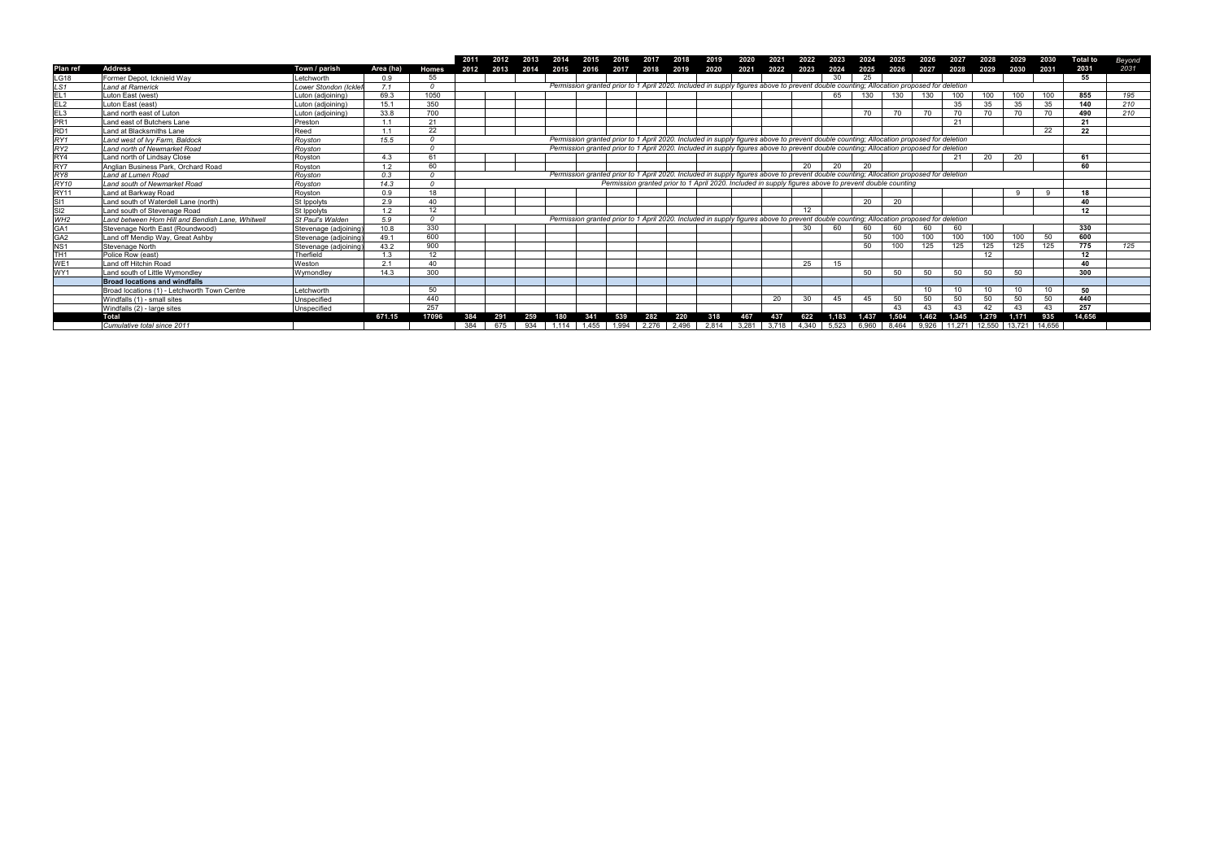| Plan ref | Address | Town / parish | Area (ha) | Homes | 2011 2012 | 2012 2013 | 2013 2014 | 2014 2015 | 2015 2016 | 2016 2017 | 2017 2018 | 2018 2019 | 2019 2020 | 2020 2021 | 2021 2022 | 2022 2023 | 2023 2024 | 2024 2025 | 2025 2026 | 2026 2027 | 2027 2028 | 2028 2029 | 2029 2030 | 2030 2031 | Total to 2031 | Beyond 2031 |
|---|---|---|---|---|---|---|---|---|---|---|---|---|---|---|---|---|---|---|---|---|---|---|---|---|---|---|
| LG18 | Former Depot, Icknield Way | Letchworth | 0.9 | 55 | | | | | | | | | | | | | 30 | 25 | | | | | | | 55 | |
| *LS1* | *Land at Ramerick* | *Lower Stondon (Icklef* | *7.1* | *0* | | | | *Permission granted prior to 1 April 2020. Included in supply figures above to prevent double counting; Allocation proposed for deletion* | | | | | | | | | | | | | | | | | | |
| EL1 | Luton East (west) | Luton (adjoining) | 69.3 | 1050 | | | | | | | | | | | | | 65 | 130 | 130 | 130 | 100 | 100 | 100 | 100 | 855 | *195* |
| EL2 | Luton East (east) | Luton (adjoining) | 15.1 | 350 | | | | | | | | | | | | | | | | | 35 | 35 | 35 | 35 | 140 | *210* |
| EL3 | Land north east of Luton | Luton (adjoining) | 33.8 | 700 | | | | | | | | | | | | | | 70 | 70 | 70 | 70 | 70 | 70 | 70 | 490 | *210* |
| PR1 | Land east of Butchers Lane | Preston | 1.1 | 21 | | | | | | | | | | | | | | | | | 21 | | | | 21 | |
| RD1 | Land at Blacksmiths Lane | Reed | 1.1 | 22 | | | | | | | | | | | | | | | | | | | | 22 | 22 | |
| *RY1* | *Land west of Ivy Farm, Baldock* | *Royston* | *15.5* | *0* | | | | *Permission granted prior to 1 April 2020. Included in supply figures above to prevent double counting; Allocation proposed for deletion* | | | | | | | | | | | | | | | | | | |
| *RY2* | *Land north of Newmarket Road* | *Royston* | | *0* | | | | *Permission granted prior to 1 April 2020. Included in supply figures above to prevent double counting; Allocation proposed for deletion* | | | | | | | | | | | | | | | | | | |
| RY4 | Land north of Lindsay Close | Royston | 4.3 | 61 | | | | | | | | | | | | | | | | | 21 | 20 | 20 | | 61 | |
| RY7 | Anglian Business Park, Orchard Road | Royston | 1.2 | 60 | | | | | | | | | | | | 20 | 20 | 20 | | | | | | | 60 | |
| *RY8* | *Land at Lumen Road* | *Royston* | *0.3* | *0* | | | | *Permission granted prior to 1 April 2020. Included in supply figures above to prevent double counting; Allocation proposed for deletion* | | | | | | | | | | | | | | | | | | |
| *RY10* | *Land south of Newmarket Road* | *Royston* | *14.3* | *0* | | | | | | *Permission granted prior to 1 April 2020. Included in supply figures above to prevent double counting* | | | | | | | | | | | | | | | | |
| RY11 | Land at Barkway Road | Royston | 0.9 | 18 | | | | | | | | | | | | | | | | | | | 9 | 9 | 18 | |
| SI1 | Land south of Waterdell Lane (north) | St Ippolyts | 2.9 | 40 | | | | | | | | | | | | | | 20 | 20 | | | | | | 40 | |
| SI2 | Land south of Stevenage Road | St Ippolyts | 1.2 | 12 | | | | | | | | | | | | 12 | | | | | | | | | 12 | |
| *WH2* | *Land between Horn Hill and Bendish Lane, Whitwell* | *St Paul's Walden* | *5.9* | *0* | | | | *Permission granted prior to 1 April 2020. Included in supply figures above to prevent double counting; Allocation proposed for deletion* | | | | | | | | | | | | | | | | | | |
| GA1 | Stevenage North East (Roundwood) | Stevenage (adjoining) | 10.8 | 330 | | | | | | | | | | | | 30 | 60 | 60 | 60 | 60 | 60 | | | | 330 | |
| GA2 | Land off Mendip Way, Great Ashby | Stevenage (adjoining) | 49.1 | 600 | | | | | | | | | | | | | | 50 | 100 | 100 | 100 | 100 | 100 | 50 | 600 | |
| NS1 | Stevenage North | Stevenage (adjoining) | 43.2 | 900 | | | | | | | | | | | | | | 50 | 100 | 125 | 125 | 125 | 125 | 125 | 775 | *125* |
| TH1 | Police Row (east) | Therfield | 1.3 | 12 | | | | | | | | | | | | | | | | | | 12 | | | 12 | |
| WE1 | Land off Hitchin Road | Weston | 2.1 | 40 | | | | | | | | | | | | 25 | 15 | | | | | | | | 40 | |
| WY1 | Land south of Little Wymondley | Wymondley | 14.3 | 300 | | | | | | | | | | | | | | 50 | 50 | 50 | 50 | 50 | 50 | | 300 | |
| | **Broad locations and windfalls** | | | | | | | | | | | | | | | | | | | | | | | | | |
| | Broad locations (1) - Letchworth Town Centre | Letchworth | | 50 | | | | | | | | | | | | | | | | 10 | 10 | 10 | 10 | 10 | 50 | |
| | Windfalls (1) - small sites | Unspecified | | 440 | | | | | | | | | | | 20 | 30 | 45 | 45 | 50 | 50 | 50 | 50 | 50 | 50 | 440 | |
| | Windfalls (2) - large sites | Unspecified | | 257 | | | | | | | | | | | | | | | 43 | 43 | 43 | 42 | 43 | 43 | 257 | |
| | **Total** | | **671.15** | **17096** | **384** | **291** | **259** | **180** | **341** | **539** | **282** | **220** | **318** | **467** | **437** | **622** | **1,183** | **1,437** | **1,504** | **1,462** | **1,345** | **1,279** | **1,171** | **935** | **14,656** | |
| | *Cumulative total since 2011* | | | | 384 | 675 | 934 | 1,114 | 1,455 | 1,994 | 2,276 | 2,496 | 2,814 | 3,281 | 3,718 | 4,340 | 5,523 | 6,960 | 8,464 | 9,926 | 11,271 | 12,550 | 13,721 | 14,656 | | |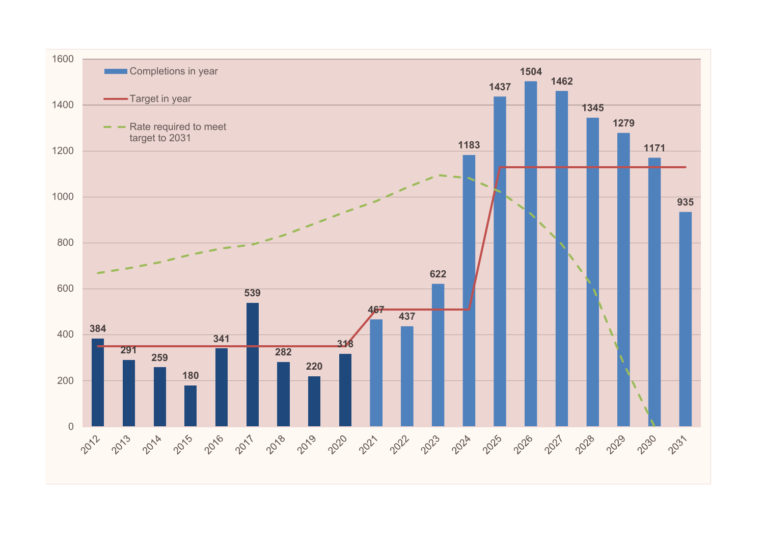Completions in year

Target in year

Rate required to meet target to 2031

| Year | Completions in year |
| --- | --- |
| 2012 | 384 |
| 2013 | 291 |
| 2014 | 259 |
| 2015 | 180 |
| 2016 | 341 |
| 2017 | 539 |
| 2018 | 282 |
| 2019 | 220 |
| 2020 | 318 |
| 2021 | 467 |
| 2022 | 437 |
| 2023 | 622 |
| 2024 | 1183 |
| 2025 | 1437 |
| 2026 | 1504 |
| 2027 | 1462 |
| 2028 | 1345 |
| 2029 | 1279 |
| 2030 | 1171 |
| 2031 | 935 |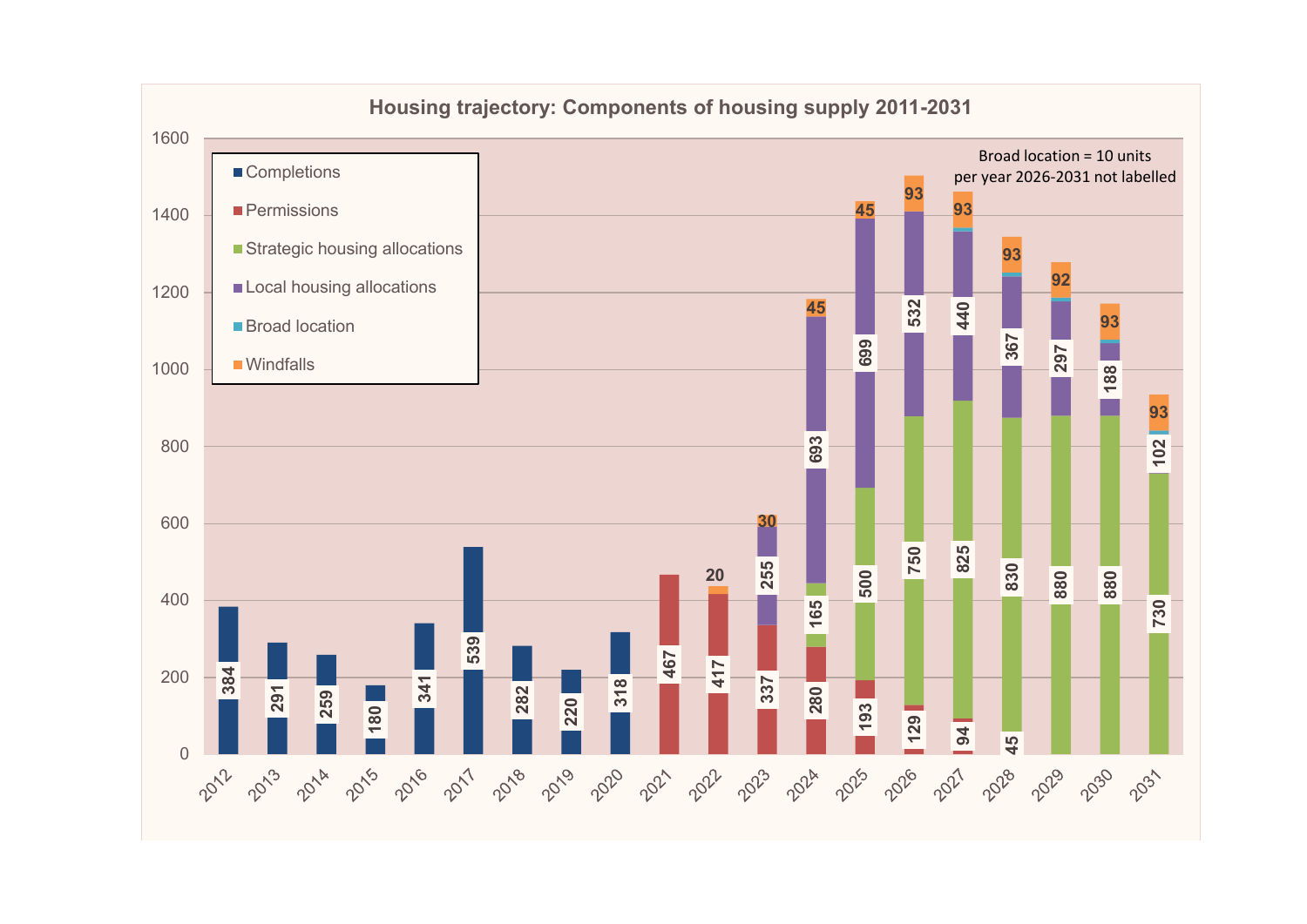# Housing trajectory: Components of housing supply 2011-2031

Broad location = 10 units per year 2026-2031 not labelled

| Year | Completions | Permissions | Strategic housing allocations | Local housing allocations | Broad location | Windfalls |
|---|---|---|---|---|---|---|
| 2012 | 384 | | | | | |
| 2013 | 291 | | | | | |
| 2014 | 259 | | | | | |
| 2015 | 180 | | | | | |
| 2016 | 341 | | | | | |
| 2017 | 539 | | | | | |
| 2018 | 282 | | | | | |
| 2019 | 220 | | | | | |
| 2020 | 318 | | | | | |
| 2021 | | 467 | | | | |
| 2022 | | 417 | | | | 20 |
| 2023 | | 337 | | 255 | | 30 |
| 2024 | | 280 | 165 | 693 | | 45 |
| 2025 | | 193 | 500 | 699 | | 45 |
| 2026 | | 129 | 750 | 532 | | 93 |
| 2027 | | 94 | 825 | 440 | | 93 |
| 2028 | | 45 | 830 | 367 | | 93 |
| 2029 | | | 880 | 297 | | 92 |
| 2030 | | | 880 | 188 | | 93 |
| 2031 | | | 730 | 102 | | 93 |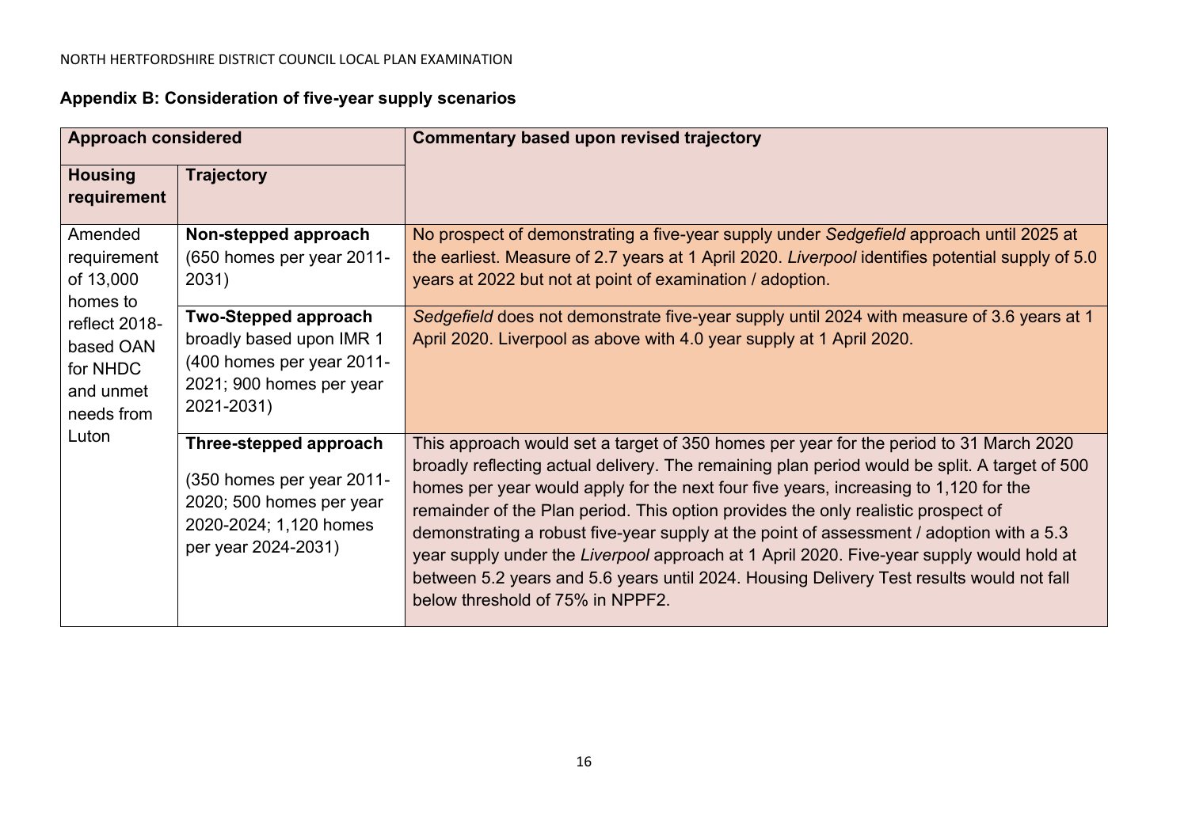## Appendix B: Consideration of five-year supply scenarios

| Approach considered | | Commentary based upon revised trajectory |
|---|---|---|
| **Housing requirement** | **Trajectory** | |
| Amended requirement of 13,000 homes to reflect 2018-based OAN for NHDC and unmet needs from Luton | **Non-stepped approach** (650 homes per year 2011-2031) | No prospect of demonstrating a five-year supply under *Sedgefield* approach until 2025 at the earliest. Measure of 2.7 years at 1 April 2020. *Liverpool* identifies potential supply of 5.0 years at 2022 but not at point of examination / adoption. |
| | **Two-Stepped approach** broadly based upon IMR 1 (400 homes per year 2011-2021; 900 homes per year 2021-2031) | *Sedgefield* does not demonstrate five-year supply until 2024 with measure of 3.6 years at 1 April 2020. Liverpool as above with 4.0 year supply at 1 April 2020. |
| | **Three-stepped approach** (350 homes per year 2011-2020; 500 homes per year 2020-2024; 1,120 homes per year 2024-2031) | This approach would set a target of 350 homes per year for the period to 31 March 2020 broadly reflecting actual delivery. The remaining plan period would be split. A target of 500 homes per year would apply for the next four five years, increasing to 1,120 for the remainder of the Plan period. This option provides the only realistic prospect of demonstrating a robust five-year supply at the point of assessment / adoption with a 5.3 year supply under the *Liverpool* approach at 1 April 2020. Five-year supply would hold at between 5.2 years and 5.6 years until 2024. Housing Delivery Test results would not fall below threshold of 75% in NPPF2. |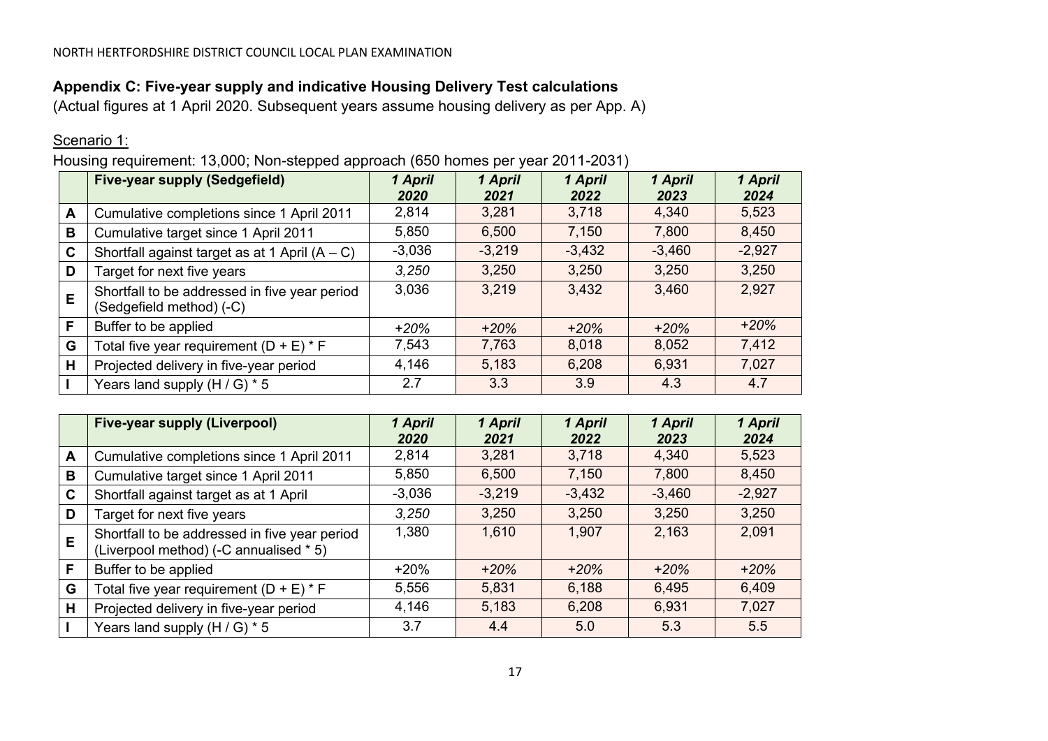## Appendix C: Five-year supply and indicative Housing Delivery Test calculations

(Actual figures at 1 April 2020. Subsequent years assume housing delivery as per App. A)

Scenario 1:

Housing requirement: 13,000; Non-stepped approach (650 homes per year 2011-2031)

| | Five-year supply (Sedgefield) | *1 April 2020* | *1 April 2021* | *1 April 2022* | *1 April 2023* | *1 April 2024* |
|---|---|---|---|---|---|---|
| A | Cumulative completions since 1 April 2011 | 2,814 | 3,281 | 3,718 | 4,340 | 5,523 |
| B | Cumulative target since 1 April 2011 | 5,850 | 6,500 | 7,150 | 7,800 | 8,450 |
| C | Shortfall against target as at 1 April (A – C) | -3,036 | -3,219 | -3,432 | -3,460 | -2,927 |
| D | Target for next five years | *3,250* | 3,250 | 3,250 | 3,250 | 3,250 |
| E | Shortfall to be addressed in five year period (Sedgefield method) (-C) | 3,036 | 3,219 | 3,432 | 3,460 | 2,927 |
| F | Buffer to be applied | *+20%* | *+20%* | *+20%* | *+20%* | *+20%* |
| G | Total five year requirement (D + E) * F | 7,543 | 7,763 | 8,018 | 8,052 | 7,412 |
| H | Projected delivery in five-year period | 4,146 | 5,183 | 6,208 | 6,931 | 7,027 |
| I | Years land supply (H / G) * 5 | 2.7 | 3.3 | 3.9 | 4.3 | 4.7 |

| | Five-year supply (Liverpool) | *1 April 2020* | *1 April 2021* | *1 April 2022* | *1 April 2023* | *1 April 2024* |
|---|---|---|---|---|---|---|
| A | Cumulative completions since 1 April 2011 | 2,814 | 3,281 | 3,718 | 4,340 | 5,523 |
| B | Cumulative target since 1 April 2011 | 5,850 | 6,500 | 7,150 | 7,800 | 8,450 |
| C | Shortfall against target as at 1 April | -3,036 | -3,219 | -3,432 | -3,460 | -2,927 |
| D | Target for next five years | *3,250* | 3,250 | 3,250 | 3,250 | 3,250 |
| E | Shortfall to be addressed in five year period (Liverpool method) (-C annualised * 5) | 1,380 | 1,610 | 1,907 | 2,163 | 2,091 |
| F | Buffer to be applied | +20% | *+20%* | *+20%* | *+20%* | *+20%* |
| G | Total five year requirement (D + E) * F | 5,556 | 5,831 | 6,188 | 6,495 | 6,409 |
| H | Projected delivery in five-year period | 4,146 | 5,183 | 6,208 | 6,931 | 7,027 |
| I | Years land supply (H / G) * 5 | 3.7 | 4.4 | 5.0 | 5.3 | 5.5 |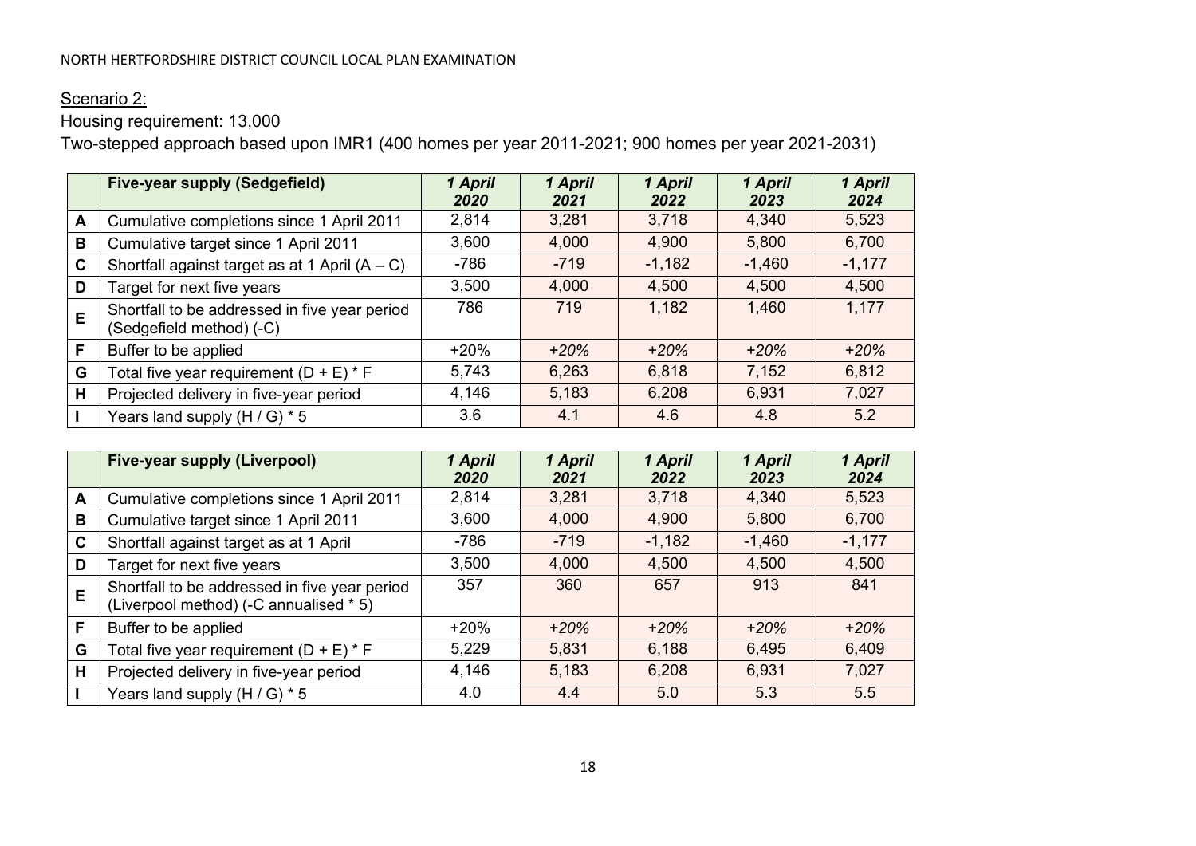Scenario 2:

Housing requirement: 13,000

Two-stepped approach based upon IMR1 (400 homes per year 2011-2021; 900 homes per year 2021-2031)

| | **Five-year supply (Sedgefield)** | ***1 April 2020*** | ***1 April 2021*** | ***1 April 2022*** | ***1 April 2023*** | ***1 April 2024*** |
|---|---|---|---|---|---|---|
| **A** | Cumulative completions since 1 April 2011 | 2,814 | 3,281 | 3,718 | 4,340 | 5,523 |
| **B** | Cumulative target since 1 April 2011 | 3,600 | 4,000 | 4,900 | 5,800 | 6,700 |
| **C** | Shortfall against target as at 1 April (A – C) | -786 | -719 | -1,182 | -1,460 | -1,177 |
| **D** | Target for next five years | 3,500 | 4,000 | 4,500 | 4,500 | 4,500 |
| **E** | Shortfall to be addressed in five year period (Sedgefield method) (-C) | 786 | 719 | 1,182 | 1,460 | 1,177 |
| **F** | Buffer to be applied | +20% | *+20%* | *+20%* | *+20%* | *+20%* |
| **G** | Total five year requirement (D + E) * F | 5,743 | 6,263 | 6,818 | 7,152 | 6,812 |
| **H** | Projected delivery in five-year period | 4,146 | 5,183 | 6,208 | 6,931 | 7,027 |
| **I** | Years land supply (H / G) * 5 | 3.6 | 4.1 | 4.6 | 4.8 | 5.2 |

| | **Five-year supply (Liverpool)** | ***1 April 2020*** | ***1 April 2021*** | ***1 April 2022*** | ***1 April 2023*** | ***1 April 2024*** |
|---|---|---|---|---|---|---|
| **A** | Cumulative completions since 1 April 2011 | 2,814 | 3,281 | 3,718 | 4,340 | 5,523 |
| **B** | Cumulative target since 1 April 2011 | 3,600 | 4,000 | 4,900 | 5,800 | 6,700 |
| **C** | Shortfall against target as at 1 April | -786 | -719 | -1,182 | -1,460 | -1,177 |
| **D** | Target for next five years | 3,500 | 4,000 | 4,500 | 4,500 | 4,500 |
| **E** | Shortfall to be addressed in five year period (Liverpool method) (-C annualised * 5) | 357 | 360 | 657 | 913 | 841 |
| **F** | Buffer to be applied | +20% | *+20%* | *+20%* | *+20%* | *+20%* |
| **G** | Total five year requirement (D + E) * F | 5,229 | 5,831 | 6,188 | 6,495 | 6,409 |
| **H** | Projected delivery in five-year period | 4,146 | 5,183 | 6,208 | 6,931 | 7,027 |
| **I** | Years land supply (H / G) * 5 | 4.0 | 4.4 | 5.0 | 5.3 | 5.5 |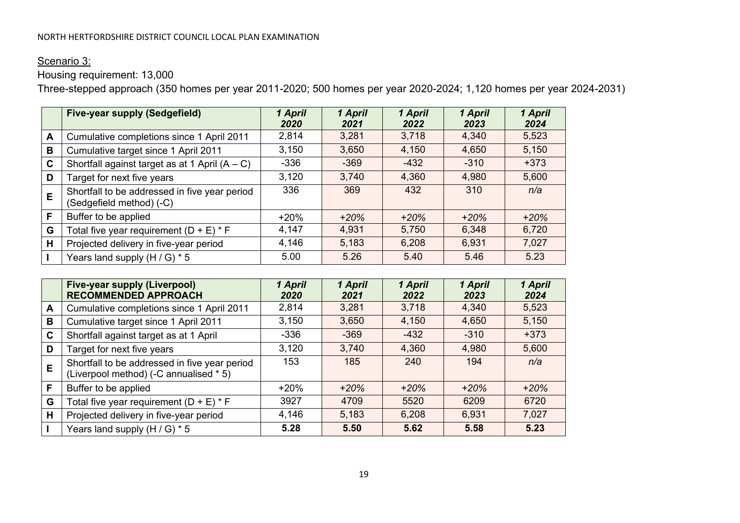Scenario 3:

Housing requirement: 13,000

Three-stepped approach (350 homes per year 2011-2020; 500 homes per year 2020-2024; 1,120 homes per year 2024-2031)

| | **Five-year supply (Sedgefield)** | ***1 April 2020*** | ***1 April 2021*** | ***1 April 2022*** | ***1 April 2023*** | ***1 April 2024*** |
|---|---|---|---|---|---|---|
| **A** | Cumulative completions since 1 April 2011 | 2,814 | 3,281 | 3,718 | 4,340 | 5,523 |
| **B** | Cumulative target since 1 April 2011 | 3,150 | 3,650 | 4,150 | 4,650 | 5,150 |
| **C** | Shortfall against target as at 1 April (A – C) | -336 | -369 | -432 | -310 | +373 |
| **D** | Target for next five years | 3,120 | 3,740 | 4,360 | 4,980 | 5,600 |
| **E** | Shortfall to be addressed in five year period (Sedgefield method) (-C) | 336 | 369 | 432 | 310 | *n/a* |
| **F** | Buffer to be applied | +20% | *+20%* | *+20%* | *+20%* | *+20%* |
| **G** | Total five year requirement (D + E) * F | 4,147 | 4,931 | 5,750 | 6,348 | 6,720 |
| **H** | Projected delivery in five-year period | 4,146 | 5,183 | 6,208 | 6,931 | 7,027 |
| **I** | Years land supply (H / G) * 5 | 5.00 | 5.26 | 5.40 | 5.46 | 5.23 |

| | **Five-year supply (Liverpool) RECOMMENDED APPROACH** | ***1 April 2020*** | ***1 April 2021*** | ***1 April 2022*** | ***1 April 2023*** | ***1 April 2024*** |
|---|---|---|---|---|---|---|
| **A** | Cumulative completions since 1 April 2011 | 2,814 | 3,281 | 3,718 | 4,340 | 5,523 |
| **B** | Cumulative target since 1 April 2011 | 3,150 | 3,650 | 4,150 | 4,650 | 5,150 |
| **C** | Shortfall against target as at 1 April | -336 | -369 | -432 | -310 | +373 |
| **D** | Target for next five years | 3,120 | 3,740 | 4,360 | 4,980 | 5,600 |
| **E** | Shortfall to be addressed in five year period (Liverpool method) (-C annualised * 5) | 153 | 185 | 240 | 194 | *n/a* |
| **F** | Buffer to be applied | +20% | *+20%* | *+20%* | *+20%* | *+20%* |
| **G** | Total five year requirement (D + E) * F | 3927 | 4709 | 5520 | 6209 | 6720 |
| **H** | Projected delivery in five-year period | 4,146 | 5,183 | 6,208 | 6,931 | 7,027 |
| **I** | Years land supply (H / G) * 5 | **5.28** | **5.50** | **5.62** | **5.58** | **5.23** |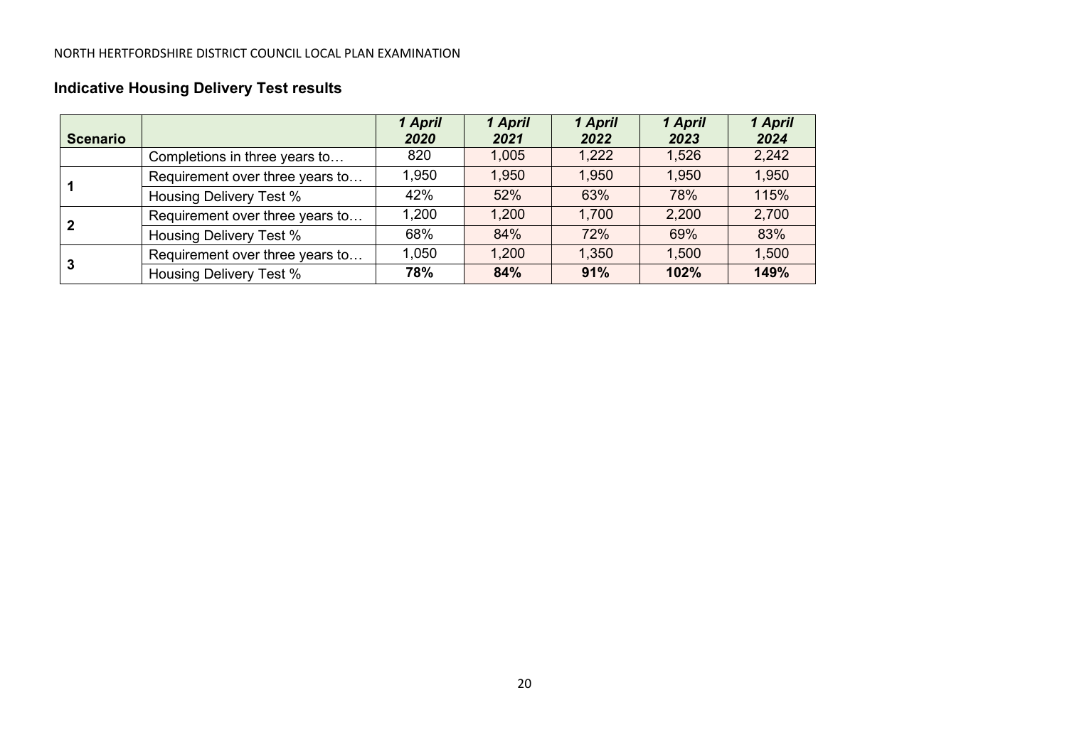### Indicative Housing Delivery Test results

| Scenario | | *1 April 2020* | *1 April 2021* | *1 April 2022* | *1 April 2023* | *1 April 2024* |
|---|---|---|---|---|---|---|
| | Completions in three years to… | 820 | 1,005 | 1,222 | 1,526 | 2,242 |
| **1** | Requirement over three years to… | 1,950 | 1,950 | 1,950 | 1,950 | 1,950 |
| | Housing Delivery Test % | 42% | 52% | 63% | 78% | 115% |
| **2** | Requirement over three years to… | 1,200 | 1,200 | 1,700 | 2,200 | 2,700 |
| | Housing Delivery Test % | 68% | 84% | 72% | 69% | 83% |
| **3** | Requirement over three years to… | 1,050 | 1,200 | 1,350 | 1,500 | 1,500 |
| | Housing Delivery Test % | **78%** | **84%** | **91%** | **102%** | **149%** |